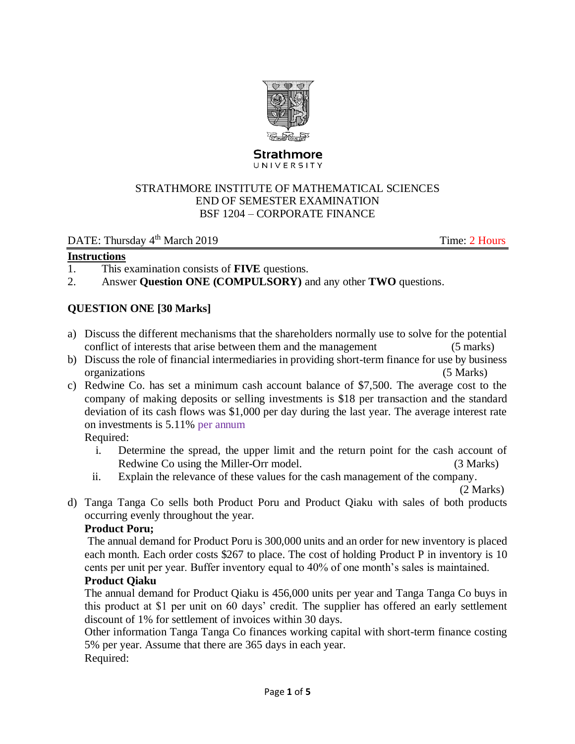Strathmore
UNIVERSITY

STRATHMORE INSTITUTE OF MATHEMATICAL SCIENCES
END OF SEMESTER EXAMINATION
BSF 1204 – CORPORATE FINANCE

DATE: Thursday 4th March 2019 Time: 2 Hours

**Instructions**

1. This examination consists of **FIVE** questions.
2. Answer **Question ONE (COMPULSORY)** and any other **TWO** questions.

**QUESTION ONE [30 Marks]**

a) Discuss the different mechanisms that the shareholders normally use to solve for the potential conflict of interests that arise between them and the management (5 marks)

b) Discuss the role of financial intermediaries in providing short-term finance for use by business organizations (5 Marks)

c) Redwine Co. has set a minimum cash account balance of $7,500. The average cost to the company of making deposits or selling investments is $18 per transaction and the standard deviation of its cash flows was $1,000 per day during the last year. The average interest rate on investments is 5.11% per annum

Required:

i. Determine the spread, the upper limit and the return point for the cash account of Redwine Co using the Miller-Orr model. (3 Marks)

ii. Explain the relevance of these values for the cash management of the company. (2 Marks)

d) Tanga Tanga Co sells both Product Poru and Product Qiaku with sales of both products occurring evenly throughout the year.

**Product Poru;**

The annual demand for Product Poru is 300,000 units and an order for new inventory is placed each month. Each order costs $267 to place. The cost of holding Product P in inventory is 10 cents per unit per year. Buffer inventory equal to 40% of one month's sales is maintained.

**Product Qiaku**

The annual demand for Product Qiaku is 456,000 units per year and Tanga Tanga Co buys in this product at $1 per unit on 60 days' credit. The supplier has offered an early settlement discount of 1% for settlement of invoices within 30 days.

Other information Tanga Tanga Co finances working capital with short-term finance costing 5% per year. Assume that there are 365 days in each year.

Required: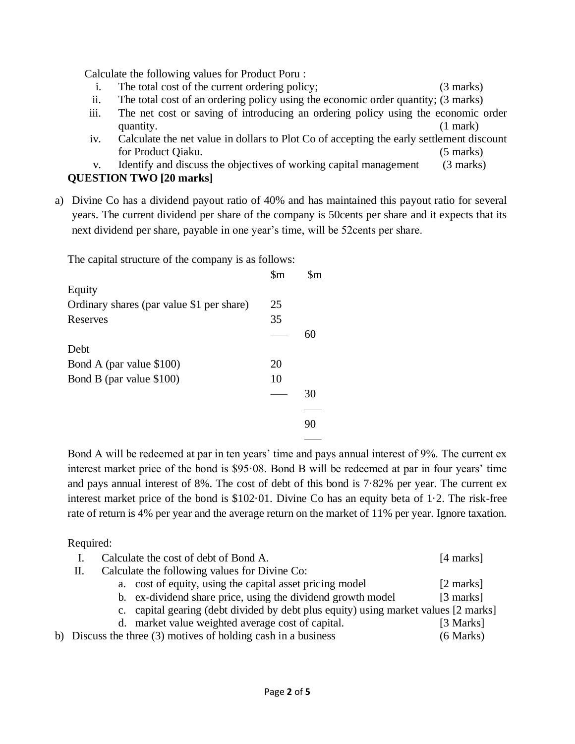Calculate the following values for Product Poru :

i. The total cost of the current ordering policy; (3 marks)

ii. The total cost of an ordering policy using the economic order quantity; (3 marks)

iii. The net cost or saving of introducing an ordering policy using the economic order quantity. (1 mark)

iv. Calculate the net value in dollars to Plot Co of accepting the early settlement discount for Product Qiaku. (5 marks)

v. Identify and discuss the objectives of working capital management (3 marks)

**QUESTION TWO [20 marks]**

a) Divine Co has a dividend payout ratio of 40% and has maintained this payout ratio for several years. The current dividend per share of the company is 50cents per share and it expects that its next dividend per share, payable in one year's time, will be 52cents per share.

The capital structure of the company is as follows:

| | $m | $m |
|---|---|---|
| Equity | | |
| Ordinary shares (par value $1 per share) | 25 | |
| Reserves | 35 | |
| | | 60 |
| Debt | | |
| Bond A (par value $100) | 20 | |
| Bond B (par value $100) | 10 | |
| | | 30 |
| | | 90 |

Bond A will be redeemed at par in ten years' time and pays annual interest of 9%. The current ex interest market price of the bond is $95·08. Bond B will be redeemed at par in four years' time and pays annual interest of 8%. The cost of debt of this bond is 7·82% per year. The current ex interest market price of the bond is $102·01. Divine Co has an equity beta of 1·2. The risk-free rate of return is 4% per year and the average return on the market of 11% per year. Ignore taxation.

Required:

I. Calculate the cost of debt of Bond A. [4 marks]

II. Calculate the following values for Divine Co:

a. cost of equity, using the capital asset pricing model [2 marks]

b. ex-dividend share price, using the dividend growth model [3 marks]

c. capital gearing (debt divided by debt plus equity) using market values [2 marks]

d. market value weighted average cost of capital. [3 Marks]

b) Discuss the three (3) motives of holding cash in a business (6 Marks)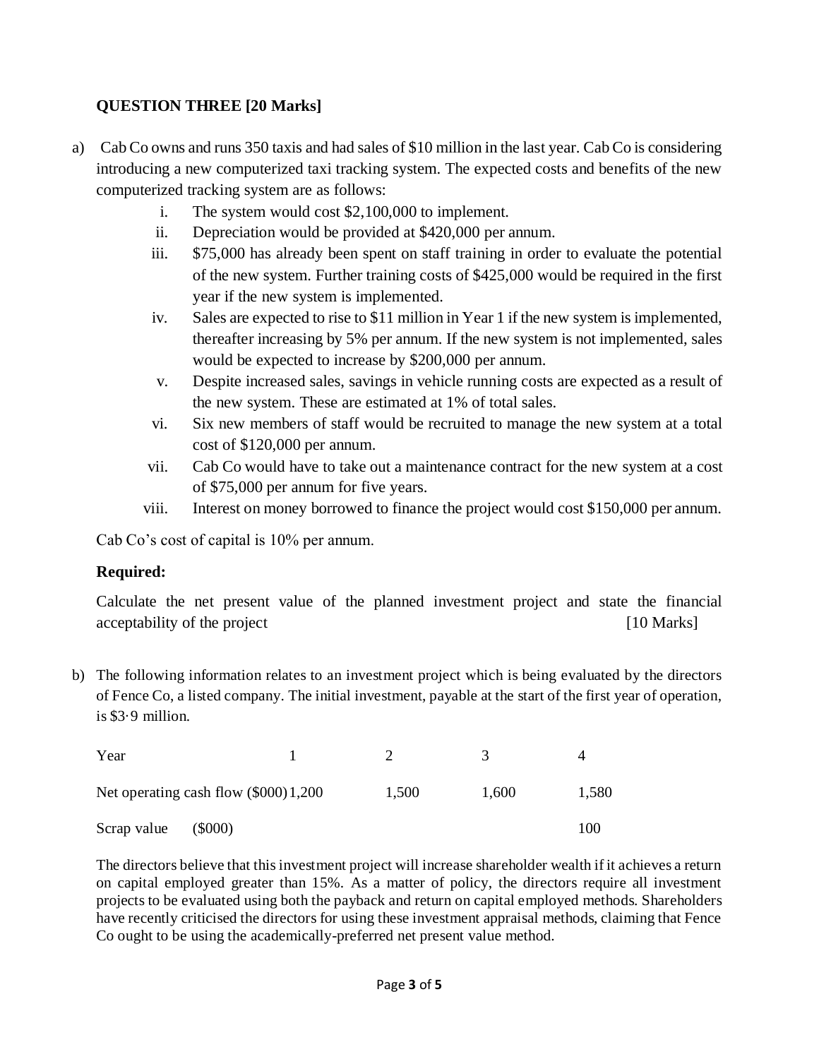**QUESTION THREE [20 Marks]**

a) Cab Co owns and runs 350 taxis and had sales of $10 million in the last year. Cab Co is considering introducing a new computerized taxi tracking system. The expected costs and benefits of the new computerized tracking system are as follows:

   i. The system would cost $2,100,000 to implement.
   ii. Depreciation would be provided at $420,000 per annum.
   iii. $75,000 has already been spent on staff training in order to evaluate the potential of the new system. Further training costs of $425,000 would be required in the first year if the new system is implemented.
   iv. Sales are expected to rise to $11 million in Year 1 if the new system is implemented, thereafter increasing by 5% per annum. If the new system is not implemented, sales would be expected to increase by $200,000 per annum.
   v. Despite increased sales, savings in vehicle running costs are expected as a result of the new system. These are estimated at 1% of total sales.
   vi. Six new members of staff would be recruited to manage the new system at a total cost of $120,000 per annum.
   vii. Cab Co would have to take out a maintenance contract for the new system at a cost of $75,000 per annum for five years.
   viii. Interest on money borrowed to finance the project would cost $150,000 per annum.

Cab Co's cost of capital is 10% per annum.

**Required:**

Calculate the net present value of the planned investment project and state the financial acceptability of the project [10 Marks]

b) The following information relates to an investment project which is being evaluated by the directors of Fence Co, a listed company. The initial investment, payable at the start of the first year of operation, is $3·9 million.

| Year | 1 | 2 | 3 | 4 |
|---|---|---|---|---|
| Net operating cash flow ($000) | 1,200 | 1,500 | 1,600 | 1,580 |
| Scrap value ($000) | | | | 100 |

The directors believe that this investment project will increase shareholder wealth if it achieves a return on capital employed greater than 15%. As a matter of policy, the directors require all investment projects to be evaluated using both the payback and return on capital employed methods. Shareholders have recently criticised the directors for using these investment appraisal methods, claiming that Fence Co ought to be using the academically-preferred net present value method.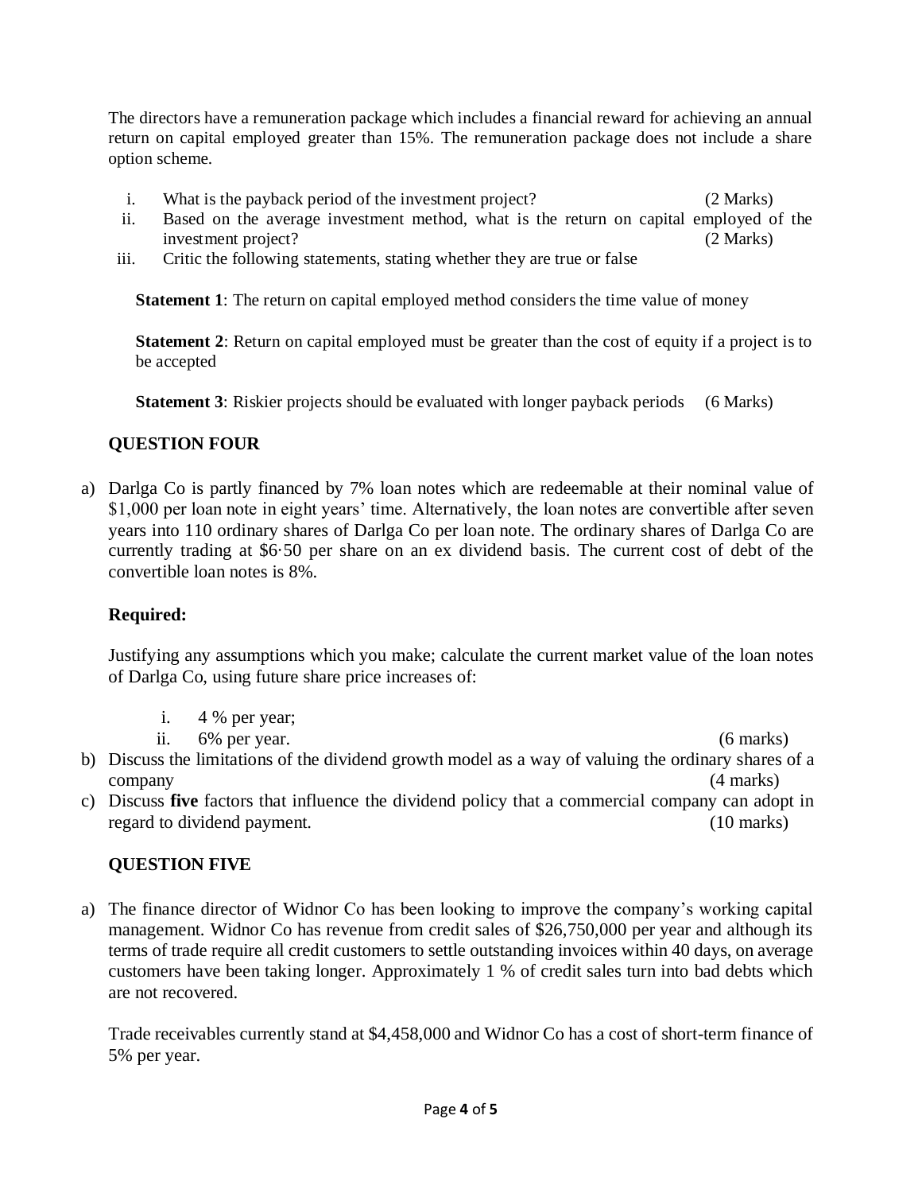The directors have a remuneration package which includes a financial reward for achieving an annual return on capital employed greater than 15%. The remuneration package does not include a share option scheme.

i. What is the payback period of the investment project? (2 Marks)

ii. Based on the average investment method, what is the return on capital employed of the investment project? (2 Marks)

iii. Critic the following statements, stating whether they are true or false

**Statement 1**: The return on capital employed method considers the time value of money

**Statement 2**: Return on capital employed must be greater than the cost of equity if a project is to be accepted

**Statement 3**: Riskier projects should be evaluated with longer payback periods (6 Marks)

## QUESTION FOUR

a) Darlga Co is partly financed by 7% loan notes which are redeemable at their nominal value of \$1,000 per loan note in eight years' time. Alternatively, the loan notes are convertible after seven years into 110 ordinary shares of Darlga Co per loan note. The ordinary shares of Darlga Co are currently trading at \$6·50 per share on an ex dividend basis. The current cost of debt of the convertible loan notes is 8%.

**Required:**

Justifying any assumptions which you make; calculate the current market value of the loan notes of Darlga Co, using future share price increases of:

i. 4 % per year;

ii. 6% per year. (6 marks)

b) Discuss the limitations of the dividend growth model as a way of valuing the ordinary shares of a company (4 marks)

c) Discuss **five** factors that influence the dividend policy that a commercial company can adopt in regard to dividend payment. (10 marks)

## QUESTION FIVE

a) The finance director of Widnor Co has been looking to improve the company's working capital management. Widnor Co has revenue from credit sales of \$26,750,000 per year and although its terms of trade require all credit customers to settle outstanding invoices within 40 days, on average customers have been taking longer. Approximately 1 % of credit sales turn into bad debts which are not recovered.

Trade receivables currently stand at \$4,458,000 and Widnor Co has a cost of short-term finance of 5% per year.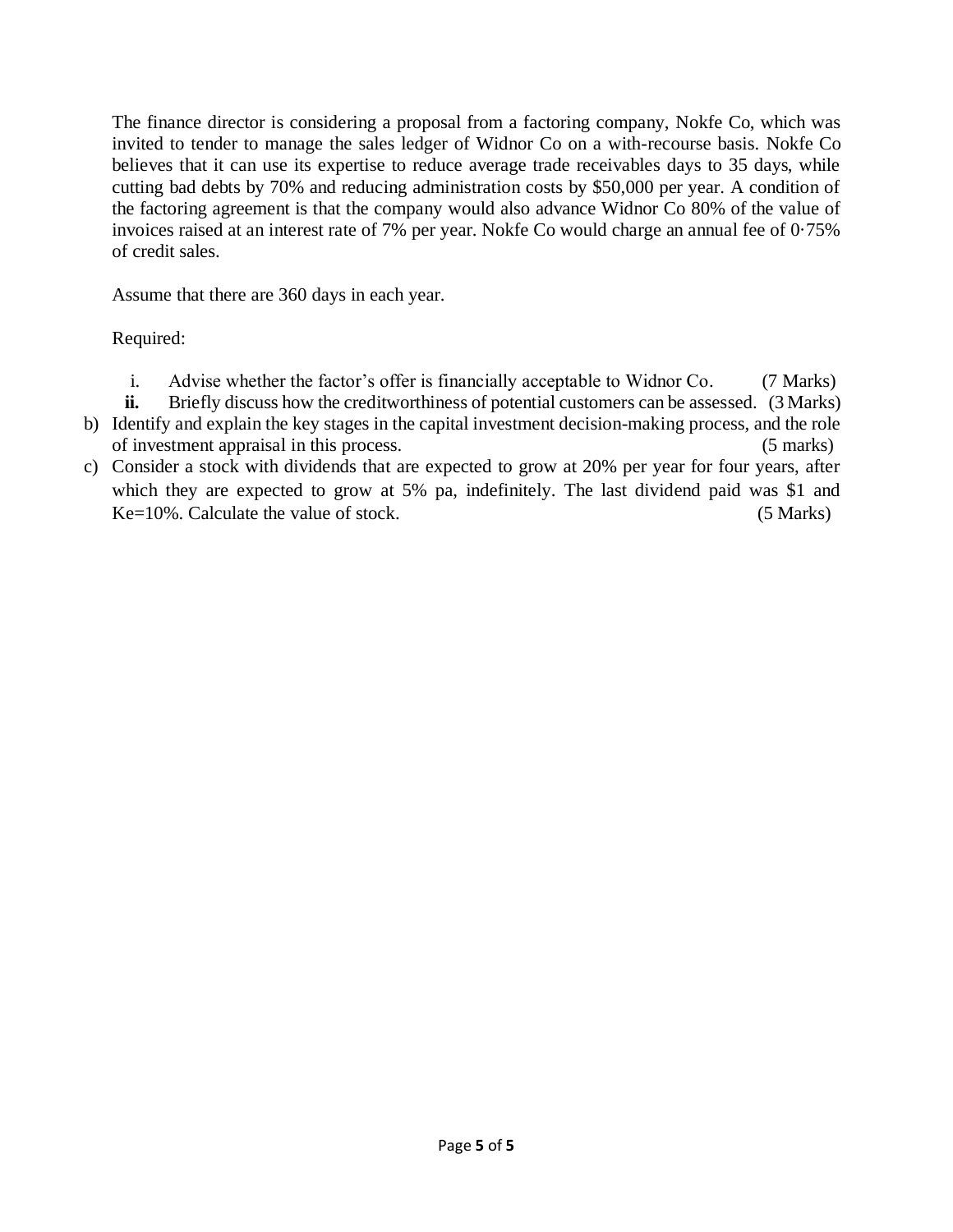The finance director is considering a proposal from a factoring company, Nokfe Co, which was invited to tender to manage the sales ledger of Widnor Co on a with-recourse basis. Nokfe Co believes that it can use its expertise to reduce average trade receivables days to 35 days, while cutting bad debts by 70% and reducing administration costs by $50,000 per year. A condition of the factoring agreement is that the company would also advance Widnor Co 80% of the value of invoices raised at an interest rate of 7% per year. Nokfe Co would charge an annual fee of 0·75% of credit sales.

Assume that there are 360 days in each year.

Required:

- i. Advise whether the factor's offer is financially acceptable to Widnor Co. (7 Marks)
- **ii.** Briefly discuss how the creditworthiness of potential customers can be assessed. (3 Marks)

b) Identify and explain the key stages in the capital investment decision-making process, and the role of investment appraisal in this process. (5 marks)

c) Consider a stock with dividends that are expected to grow at 20% per year for four years, after which they are expected to grow at 5% pa, indefinitely. The last dividend paid was $1 and Ke=10%. Calculate the value of stock. (5 Marks)